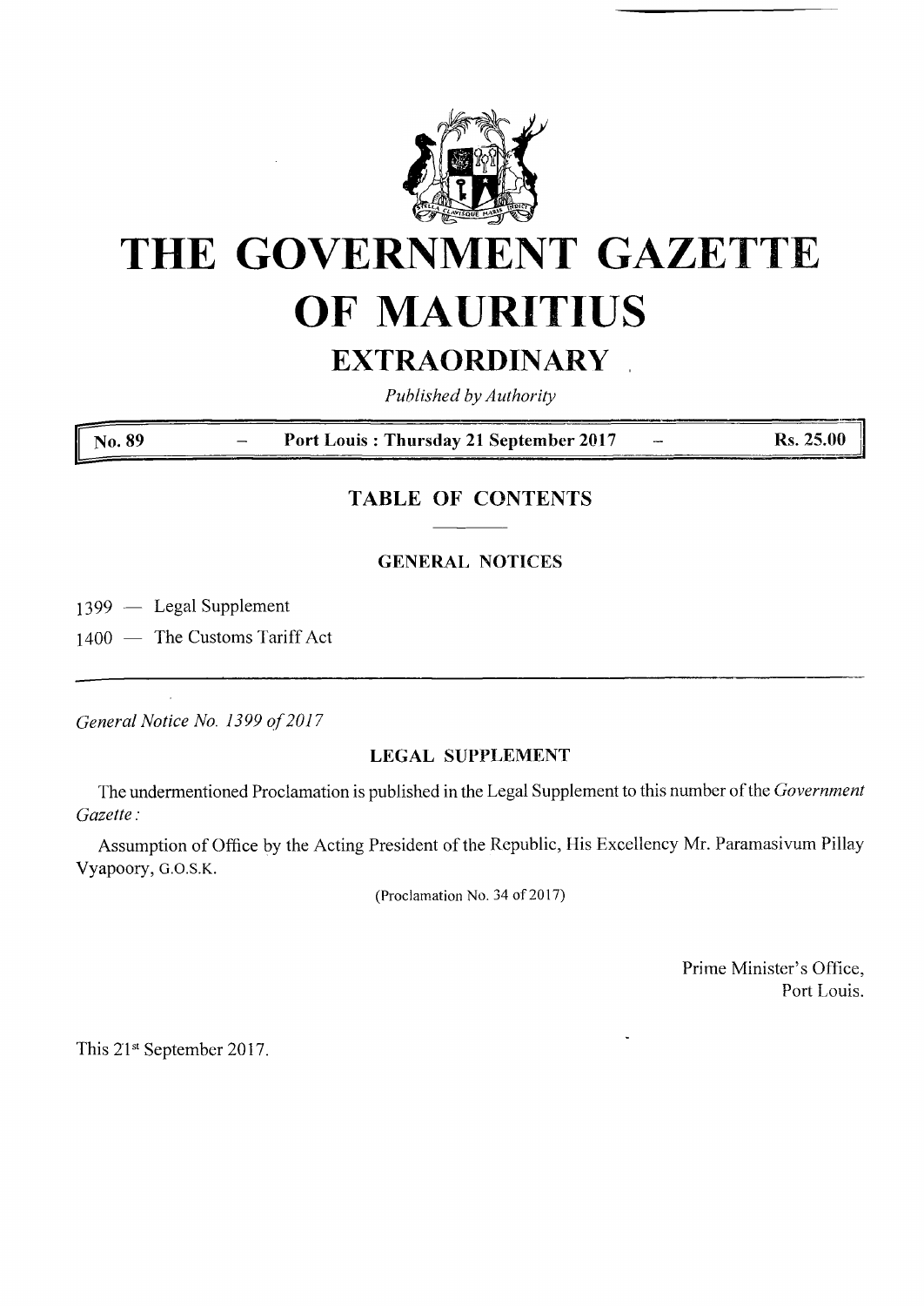# THE GOVERNMENT GAZETTE OF MAURITIUS

## EXTRAORDINARY

*Published by Authority*

| No. 89 | — | Port Louis : Thursday 21 September 2017 | — | Rs. 25.00 |
|---|---|---|---|---|

## TABLE OF CONTENTS

### GENERAL NOTICES

1399 — Legal Supplement

1400 — The Customs Tariff Act

---

*General Notice No. 1399 of 2017*

### LEGAL SUPPLEMENT

The undermentioned Proclamation is published in the Legal Supplement to this number of the *Government Gazette*:

Assumption of Office by the Acting President of the Republic, His Excellency Mr. Paramasivum Pillay Vyapoory, G.O.S.K.

(Proclamation No. 34 of 2017)

Prime Minister's Office,
Port Louis.

This 21st September 2017.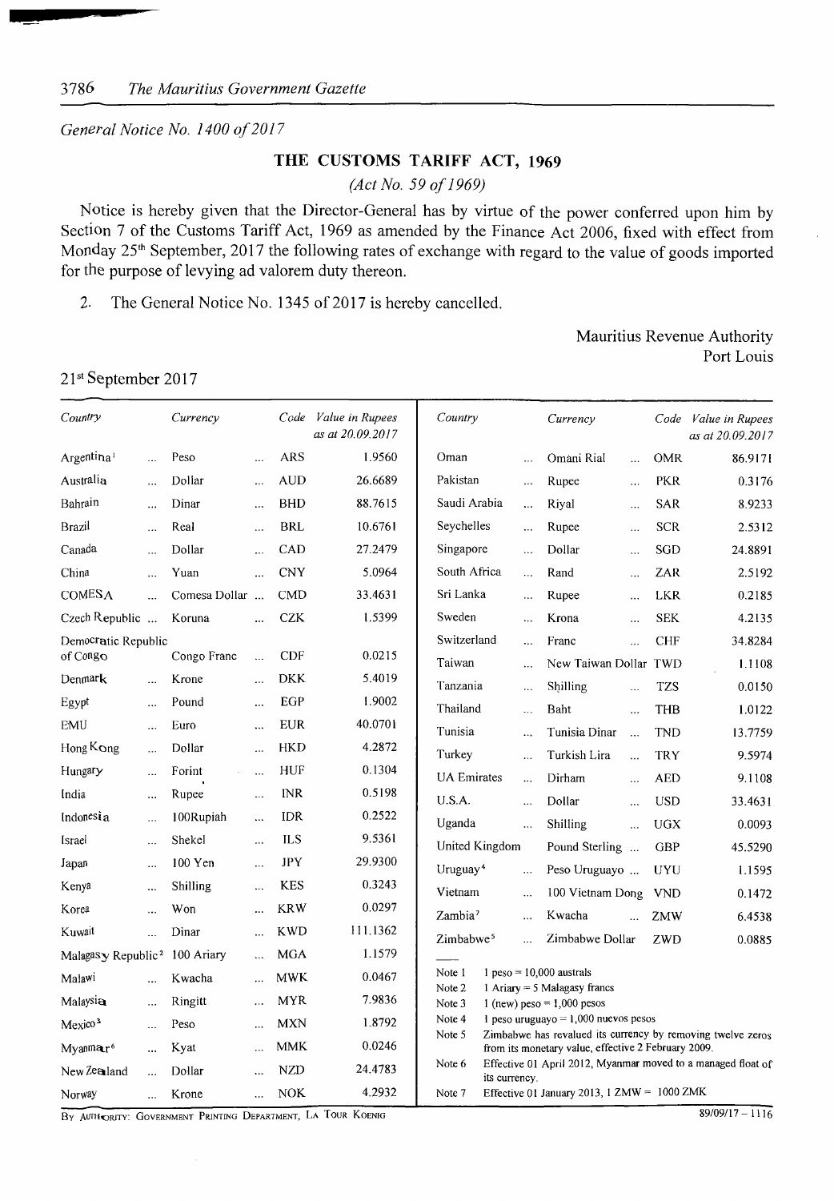*General Notice No. 1400 of 2017*

## THE CUSTOMS TARIFF ACT, 1969

*(Act No. 59 of 1969)*

Notice is hereby given that the Director-General has by virtue of the power conferred upon him by Section 7 of the Customs Tariff Act, 1969 as amended by the Finance Act 2006, fixed with effect from Monday 25th September, 2017 the following rates of exchange with regard to the value of goods imported for the purpose of levying ad valorem duty thereon.

2. The General Notice No. 1345 of 2017 is hereby cancelled.

Mauritius Revenue Authority
Port Louis

21st September 2017

| Country | Currency | Code | Value in Rupees as at 20.09.2017 |
|---|---|---|---|
| Argentina[1] | Peso | ARS | 1.9560 |
| Australia | Dollar | AUD | 26.6689 |
| Bahrain | Dinar | BHD | 88.7615 |
| Brazil | Real | BRL | 10.6761 |
| Canada | Dollar | CAD | 27.2479 |
| China | Yuan | CNY | 5.0964 |
| COMESA | Comesa Dollar | CMD | 33.4631 |
| Czech Republic | Koruna | CZK | 1.5399 |
| Democratic Republic of Congo | Congo Franc | CDF | 0.0215 |
| Denmark | Krone | DKK | 5.4019 |
| Egypt | Pound | EGP | 1.9002 |
| EMU | Euro | EUR | 40.0701 |
| Hong Kong | Dollar | HKD | 4.2872 |
| Hungary | Forint | HUF | 0.1304 |
| India | Rupee | INR | 0.5198 |
| Indonesia | 100Rupiah | IDR | 0.2522 |
| Israel | Shekel | ILS | 9.5361 |
| Japan | 100 Yen | JPY | 29.9300 |
| Kenya | Shilling | KES | 0.3243 |
| Korea | Won | KRW | 0.0297 |
| Kuwait | Dinar | KWD | 111.1362 |
| Malagasy Republic[2] | 100 Ariary | MGA | 1.1579 |
| Malawi | Kwacha | MWK | 0.0467 |
| Malaysia | Ringitt | MYR | 7.9836 |
| Mexico[3] | Peso | MXN | 1.8792 |
| Myanmar[6] | Kyat | MMK | 0.0246 |
| New Zealand | Dollar | NZD | 24.4783 |
| Norway | Krone | NOK | 4.2932 |
| Oman | Omani Rial | OMR | 86.9171 |
| Pakistan | Rupee | PKR | 0.3176 |
| Saudi Arabia | Riyal | SAR | 8.9233 |
| Seychelles | Rupee | SCR | 2.5312 |
| Singapore | Dollar | SGD | 24.8891 |
| South Africa | Rand | ZAR | 2.5192 |
| Sri Lanka | Rupee | LKR | 0.2185 |
| Sweden | Krona | SEK | 4.2135 |
| Switzerland | Franc | CHF | 34.8284 |
| Taiwan | New Taiwan Dollar | TWD | 1.1108 |
| Tanzania | Shilling | TZS | 0.0150 |
| Thailand | Baht | THB | 1.0122 |
| Tunisia | Tunisia Dinar | TND | 13.7759 |
| Turkey | Turkish Lira | TRY | 9.5974 |
| UA Emirates | Dirham | AED | 9.1108 |
| U.S.A. | Dollar | USD | 33.4631 |
| Uganda | Shilling | UGX | 0.0093 |
| United Kingdom | Pound Sterling | GBP | 45.5290 |
| Uruguay[4] | Peso Uruguayo | UYU | 1.1595 |
| Vietnam | 100 Vietnam Dong | VND | 0.1472 |
| Zambia[7] | Kwacha | ZMW | 6.4538 |
| Zimbabwe[5] | Zimbabwe Dollar | ZWD | 0.0885 |

Note 1 1 peso = 10,000 australs
Note 2 1 Ariary = 5 Malagasy francs
Note 3 1 (new) peso = 1,000 pesos
Note 4 1 peso uruguayo = 1,000 nuevos pesos
Note 5 Zimbabwe has revalued its currency by removing twelve zeros from its monetary value, effective 2 February 2009.
Note 6 Effective 01 April 2012, Myanmar moved to a managed float of its currency.
Note 7 Effective 01 January 2013, 1 ZMW = 1000 ZMK